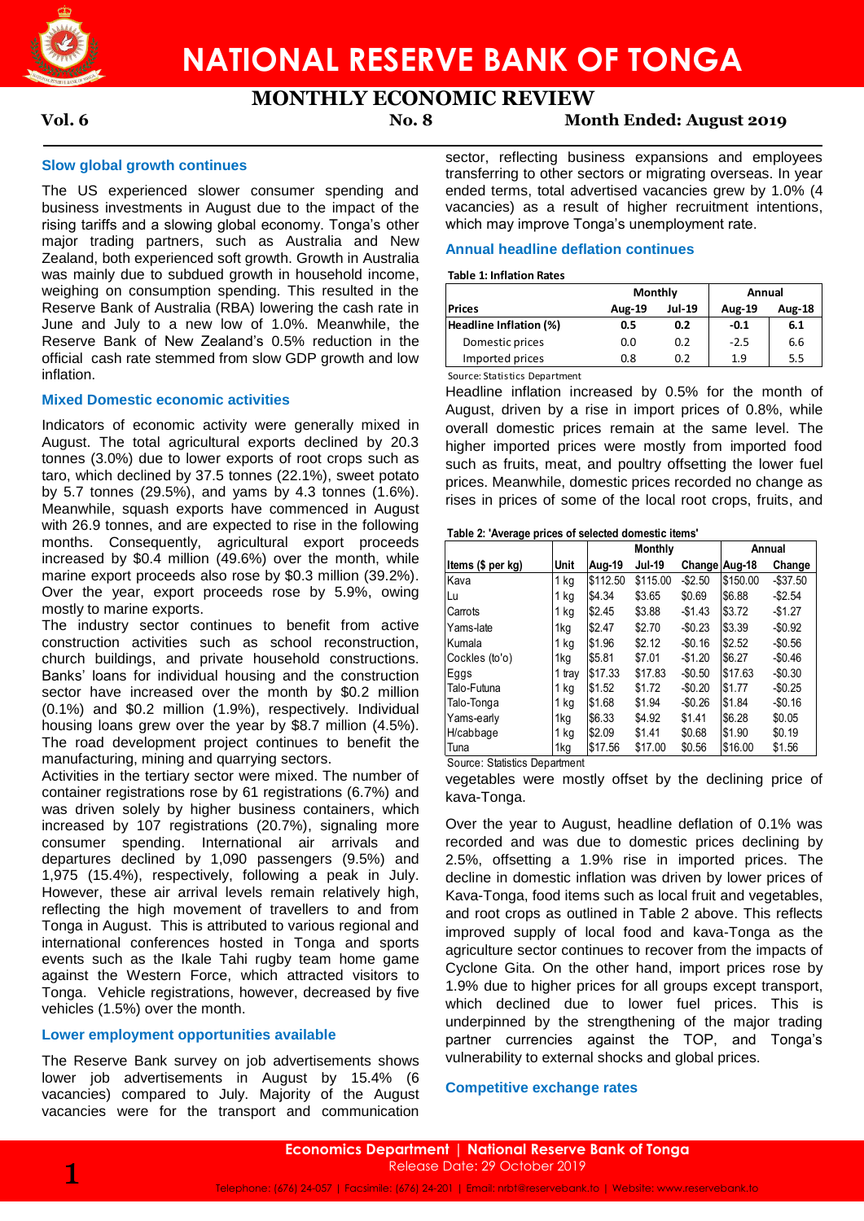# NATIONAL RESERVE BANK OF TONGA

## MONTHLY ECONOMIC REVIEW

**Vol. 6** **No. 8** **Month Ended: August 2019**

### Slow global growth continues

The US experienced slower consumer spending and business investments in August due to the impact of the rising tariffs and a slowing global economy. Tonga's other major trading partners, such as Australia and New Zealand, both experienced soft growth. Growth in Australia was mainly due to subdued growth in household income, weighing on consumption spending. This resulted in the Reserve Bank of Australia (RBA) lowering the cash rate in June and July to a new low of 1.0%. Meanwhile, the Reserve Bank of New Zealand's 0.5% reduction in the official cash rate stemmed from slow GDP growth and low inflation.

### Mixed Domestic economic activities

Indicators of economic activity were generally mixed in August. The total agricultural exports declined by 20.3 tonnes (3.0%) due to lower exports of root crops such as taro, which declined by 37.5 tonnes (22.1%), sweet potato by 5.7 tonnes (29.5%), and yams by 4.3 tonnes (1.6%). Meanwhile, squash exports have commenced in August with 26.9 tonnes, and are expected to rise in the following months. Consequently, agricultural export proceeds increased by $0.4 million (49.6%) over the month, while marine export proceeds also rose by $0.3 million (39.2%). Over the year, export proceeds rose by 5.9%, owing mostly to marine exports.

The industry sector continues to benefit from active construction activities such as school reconstruction, church buildings, and private household constructions. Banks' loans for individual housing and the construction sector have increased over the month by $0.2 million (0.1%) and $0.2 million (1.9%), respectively. Individual housing loans grew over the year by $8.7 million (4.5%). The road development project continues to benefit the manufacturing, mining and quarrying sectors.

Activities in the tertiary sector were mixed. The number of container registrations rose by 61 registrations (6.7%) and was driven solely by higher business containers, which increased by 107 registrations (20.7%), signaling more consumer spending. International air arrivals and departures declined by 1,090 passengers (9.5%) and 1,975 (15.4%), respectively, following a peak in July. However, these air arrival levels remain relatively high, reflecting the high movement of travellers to and from Tonga in August. This is attributed to various regional and international conferences hosted in Tonga and sports events such as the Ikale Tahi rugby team home game against the Western Force, which attracted visitors to Tonga. Vehicle registrations, however, decreased by five vehicles (1.5%) over the month.

### Lower employment opportunities available

The Reserve Bank survey on job advertisements shows lower job advertisements in August by 15.4% (6 vacancies) compared to July. Majority of the August vacancies were for the transport and communication sector, reflecting business expansions and employees transferring to other sectors or migrating overseas. In year ended terms, total advertised vacancies grew by 1.0% (4 vacancies) as a result of higher recruitment intentions, which may improve Tonga's unemployment rate.

### Annual headline deflation continues

**Table 1: Inflation Rates**

| | Monthly | | Annual | |
|---|---|---|---|---|
| **Prices** | **Aug-19** | **Jul-19** | **Aug-19** | **Aug-18** |
| **Headline Inflation (%)** | **0.5** | **0.2** | **-0.1** | **6.1** |
| Domestic prices | 0.0 | 0.2 | -2.5 | 6.6 |
| Imported prices | 0.8 | 0.2 | 1.9 | 5.5 |

Source: Statistics Department

Headline inflation increased by 0.5% for the month of August, driven by a rise in import prices of 0.8%, while overall domestic prices remain at the same level. The higher imported prices were mostly from imported food such as fruits, meat, and poultry offsetting the lower fuel prices. Meanwhile, domestic prices recorded no change as rises in prices of some of the local root crops, fruits, and vegetables were mostly offset by the declining price of kava-Tonga.

**Table 2: 'Average prices of selected domestic items'**

| | | Monthly | | | Annual | |
|---|---|---|---|---|---|---|
| **Items ($ per kg)** | **Unit** | **Aug-19** | **Jul-19** | **Change** | **Aug-18** | **Change** |
| Kava | 1 kg | $112.50 | $115.00 | -$2.50 | $150.00 | -$37.50 |
| Lu | 1 kg | $4.34 | $3.65 | $0.69 | $6.88 | -$2.54 |
| Carrots | 1 kg | $2.45 | $3.88 | -$1.43 | $3.72 | -$1.27 |
| Yams-late | 1kg | $2.47 | $2.70 | -$0.23 | $3.39 | -$0.92 |
| Kumala | 1 kg | $1.96 | $2.12 | -$0.16 | $2.52 | -$0.56 |
| Cockles (to'o) | 1kg | $5.81 | $7.01 | -$1.20 | $6.27 | -$0.46 |
| Eggs | 1 tray | $17.33 | $17.83 | -$0.50 | $17.63 | -$0.30 |
| Talo-Futuna | 1 kg | $1.52 | $1.72 | -$0.20 | $1.77 | -$0.25 |
| Talo-Tonga | 1 kg | $1.68 | $1.94 | -$0.26 | $1.84 | -$0.16 |
| Yams-early | 1kg | $6.33 | $4.92 | $1.41 | $6.28 | $0.05 |
| H/cabbage | 1 kg | $2.09 | $1.41 | $0.68 | $1.90 | $0.19 |
| Tuna | 1kg | $17.56 | $17.00 | $0.56 | $16.00 | $1.56 |

Source: Statistics Department

Over the year to August, headline deflation of 0.1% was recorded and was due to domestic prices declining by 2.5%, offsetting a 1.9% rise in imported prices. The decline in domestic inflation was driven by lower prices of Kava-Tonga, food items such as local fruit and vegetables, and root crops as outlined in Table 2 above. This reflects improved supply of local food and kava-Tonga as the agriculture sector continues to recover from the impacts of Cyclone Gita. On the other hand, import prices rose by 1.9% due to higher prices for all groups except transport, which declined due to lower fuel prices. This is underpinned by the strengthening of the major trading partner currencies against the TOP, and Tonga's vulnerability to external shocks and global prices.

### Competitive exchange rates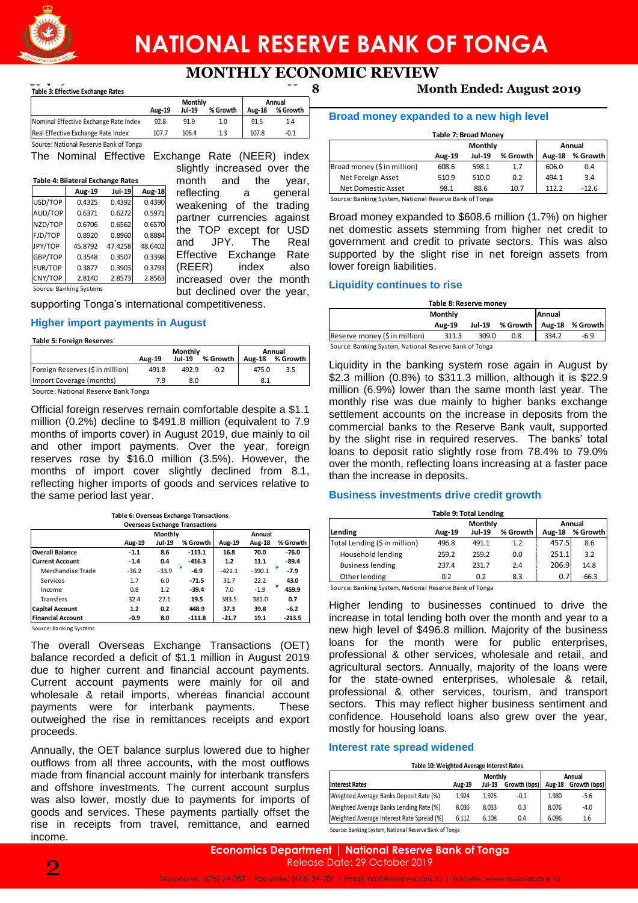**Table 3: Effective Exchange Rates**

| | Aug-19 | Monthly Jul-19 | % Growth | Annual Aug-18 | % Growth |
|---|---|---|---|---|---|
| Nominal Effective Exchange Rate Index | 92.8 | 91.9 | 1.0 | 91.5 | 1.4 |
| Real Effective Exchange Rate Index | 107.7 | 106.4 | 1.3 | 107.8 | -0.1 |

Source: National Reserve Bank of Tonga

The Nominal Effective Exchange Rate (NEER) index slightly increased over the month and the year, reflecting a general weakening of the trading partner currencies against the TOP except for USD and JPY. The Real Effective Exchange Rate (REER) index also increased over the month but declined over the year, supporting Tonga's international competitiveness.

**Table 4: Bilateral Exchange Rates**

| | Aug-19 | Jul-19 | Aug-18 |
|---|---|---|---|
| USD/TOP | 0.4325 | 0.4392 | 0.4390 |
| AUD/TOP | 0.6371 | 0.6272 | 0.5971 |
| NZD/TOP | 0.6706 | 0.6562 | 0.6570 |
| FJD/TOP | 0.8920 | 0.8960 | 0.8884 |
| JPY/TOP | 45.8792 | 47.4258 | 48.6402 |
| GBP/TOP | 0.3548 | 0.3507 | 0.3398 |
| EUR/TOP | 0.3877 | 0.3903 | 0.3793 |
| CNY/TOP | 2.8140 | 2.8573 | 2.8563 |

Source: Banking Systems

## Higher import payments in August

**Table 5: Foreign Reserves**

| | Aug-19 | Monthly Jul-19 | % Growth | Annual Aug-18 | % Growth |
|---|---|---|---|---|---|
| Foreign Reserves ($ in million) | 491.8 | 492.9 | -0.2 | 475.0 | 3.5 |
| Import Coverage (months) | 7.9 | 8.0 | | 8.1 | |

Source: National Reserve Bank Tonga

Official foreign reserves remain comfortable despite a $1.1 million (0.2%) decline to $491.8 million (equivalent to 7.9 months of imports cover) in August 2019, due mainly to oil and other import payments. Over the year, foreign reserves rose by $16.0 million (3.5%). However, the months of import cover slightly declined from 8.1, reflecting higher imports of goods and services relative to the same period last year.

**Table 6: Overseas Exchange Transactions**

| Overseas Exchange Transactions | Aug-19 | Monthly Jul-19 | % Growth | Aug-19 | Annual Aug-18 | % Growth |
|---|---|---|---|---|---|---|
| **Overall Balance** | -1.1 | 8.6 | -113.1 | 16.8 | 70.0 | -76.0 |
| **Current Account** | -1.4 | 0.4 | -416.3 | 1.2 | 11.1 | -89.4 |
| Merchandise Trade | -36.2 | -33.9 | -6.9 | -421.1 | -390.1 | -7.9 |
| Services | 1.7 | 6.0 | -71.5 | 31.7 | 22.2 | 43.0 |
| Income | 0.8 | 1.2 | -39.4 | 7.0 | -1.9 | 459.9 |
| Transfers | 32.4 | 27.1 | 19.5 | 383.5 | 381.0 | 0.7 |
| **Capital Account** | 1.2 | 0.2 | 448.9 | 37.3 | 39.8 | -6.2 |
| **Financial Account** | -0.9 | 8.0 | -111.8 | -21.7 | 19.1 | -213.5 |

Source: Banking Systems

The overall Overseas Exchange Transactions (OET) balance recorded a deficit of $1.1 million in August 2019 due to higher current and financial account payments. Current account payments were mainly for oil and wholesale & retail imports, whereas financial account payments were for interbank payments. These outweighed the rise in remittances receipts and export proceeds.

Annually, the OET balance surplus lowered due to higher outflows from all three accounts, with the most outflows made from financial account mainly for interbank transfers and offshore investments. The current account surplus was also lower, mostly due to payments for imports of goods and services. These payments partially offset the rise in receipts from travel, remittance, and earned income.

## Broad money expanded to a new high level

**Table 7: Broad Money**

| | Aug-19 | Monthly Jul-19 | % Growth | Annual Aug-18 | % Growth |
|---|---|---|---|---|---|
| Broad money ($ in million) | 608.6 | 598.1 | 1.7 | 606.0 | 0.4 |
| Net Foreign Asset | 510.9 | 510.0 | 0.2 | 494.1 | 3.4 |
| Net Domestic Asset | 98.1 | 88.6 | 10.7 | 112.2 | -12.6 |

Source: Banking System, National Reserve Bank of Tonga

Broad money expanded to $608.6 million (1.7%) on higher net domestic assets stemming from higher net credit to government and credit to private sectors. This was also supported by the slight rise in net foreign assets from lower foreign liabilities.

## Liquidity continues to rise

**Table 8: Reserve money**

| | Aug-19 | Monthly Jul-19 | % Growth | Annual Aug-18 | % Growth |
|---|---|---|---|---|---|
| Reserve money ($ in million) | 311.3 | 309.0 | 0.8 | 334.2 | -6.9 |

Source: Banking System, National Reserve Bank of Tonga

Liquidity in the banking system rose again in August by $2.3 million (0.8%) to $311.3 million, although it is $22.9 million (6.9%) lower than the same month last year. The monthly rise was due mainly to higher banks exchange settlement accounts on the increase in deposits from the commercial banks to the Reserve Bank vault, supported by the slight rise in required reserves. The banks' total loans to deposit ratio slightly rose from 78.4% to 79.0% over the month, reflecting loans increasing at a faster pace than the increase in deposits.

## Business investments drive credit growth

**Table 9: Total Lending**

| Lending | Aug-19 | Monthly Jul-19 | % Growth | Annual Aug-18 | % Growth |
|---|---|---|---|---|---|
| Total Lending ($ in million) | 496.8 | 491.1 | 1.2 | 457.5 | 8.6 |
| Household lending | 259.2 | 259.2 | 0.0 | 251.1 | 3.2 |
| Business lending | 237.4 | 231.7 | 2.4 | 206.9 | 14.8 |
| Other lending | 0.2 | 0.2 | 8.3 | 0.7 | -66.3 |

Source: Banking System, National Reserve Bank of Tonga

Higher lending to businesses continued to drive the increase in total lending both over the month and year to a new high level of $496.8 million. Majority of the business loans for the month were for public enterprises, professional & other services, wholesale and retail, and agricultural sectors. Annually, majority of the loans were for the state-owned enterprises, wholesale & retail, professional & other services, tourism, and transport sectors. This may reflect higher business sentiment and confidence. Household loans also grew over the year, mostly for housing loans.

## Interest rate spread widened

**Table 10: Weighted Average Interest Rates**

| Interest Rates | Aug-19 | Monthly Jul-19 | Growth (bps) | Annual Aug-18 | Growth (bps) |
|---|---|---|---|---|---|
| Weighted Average Banks Deposit Rate (%) | 1.924 | 1.925 | -0.1 | 1.980 | -5.6 |
| Weighted Average Banks Lending Rate (%) | 8.036 | 8.033 | 0.3 | 8.076 | -4.0 |
| Weighted Average Interest Rate Spread (%) | 6.112 | 6.108 | 0.4 | 6.096 | 1.6 |

Source: Banking System, National Reserve Bank of Tonga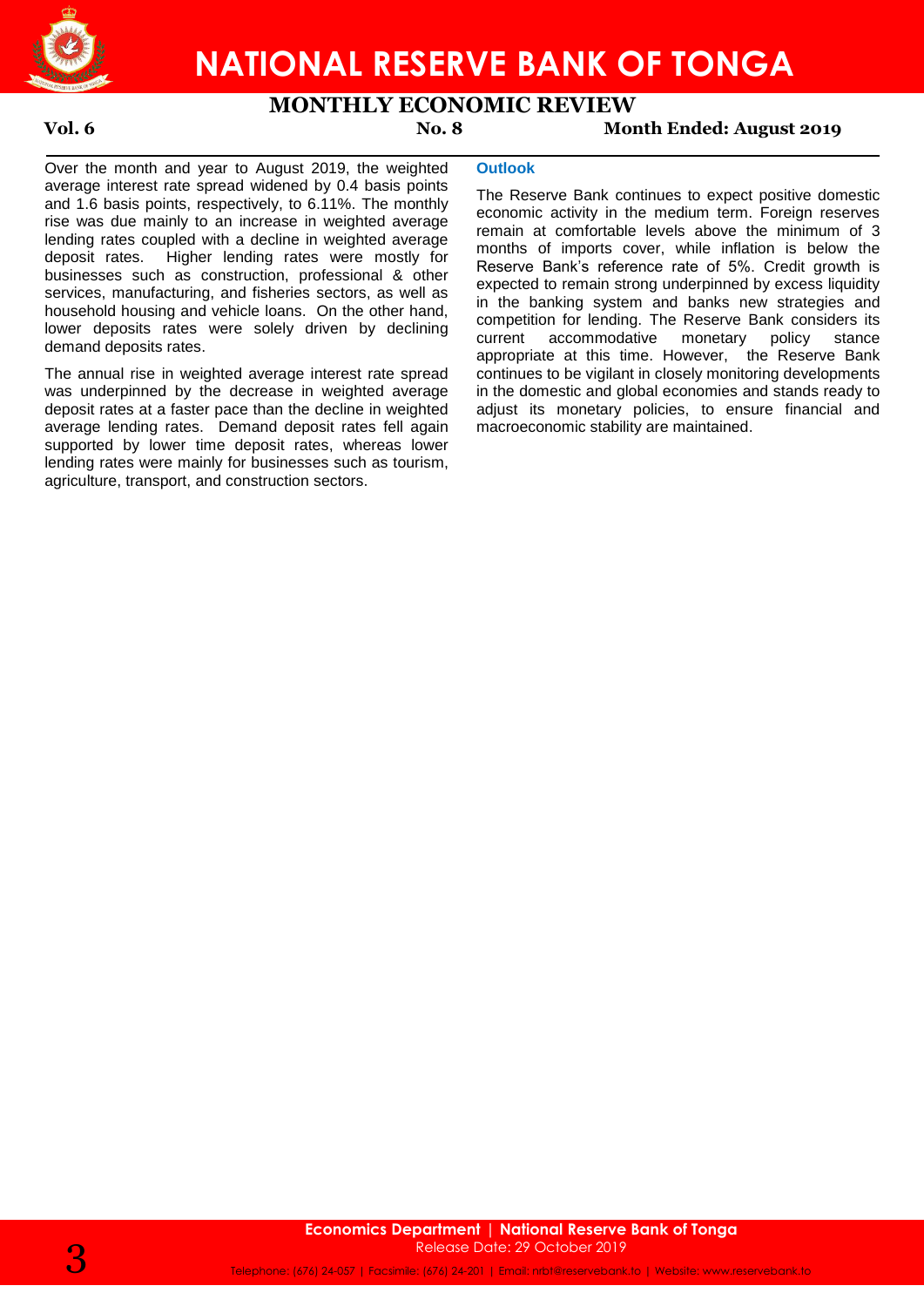Over the month and year to August 2019, the weighted average interest rate spread widened by 0.4 basis points and 1.6 basis points, respectively, to 6.11%. The monthly rise was due mainly to an increase in weighted average lending rates coupled with a decline in weighted average deposit rates. Higher lending rates were mostly for businesses such as construction, professional & other services, manufacturing, and fisheries sectors, as well as household housing and vehicle loans. On the other hand, lower deposits rates were solely driven by declining demand deposits rates.

The annual rise in weighted average interest rate spread was underpinned by the decrease in weighted average deposit rates at a faster pace than the decline in weighted average lending rates. Demand deposit rates fell again supported by lower time deposit rates, whereas lower lending rates were mainly for businesses such as tourism, agriculture, transport, and construction sectors.

## Outlook

The Reserve Bank continues to expect positive domestic economic activity in the medium term. Foreign reserves remain at comfortable levels above the minimum of 3 months of imports cover, while inflation is below the Reserve Bank's reference rate of 5%. Credit growth is expected to remain strong underpinned by excess liquidity in the banking system and banks new strategies and competition for lending. The Reserve Bank considers its current accommodative monetary policy stance appropriate at this time. However, the Reserve Bank continues to be vigilant in closely monitoring developments in the domestic and global economies and stands ready to adjust its monetary policies, to ensure financial and macroeconomic stability are maintained.